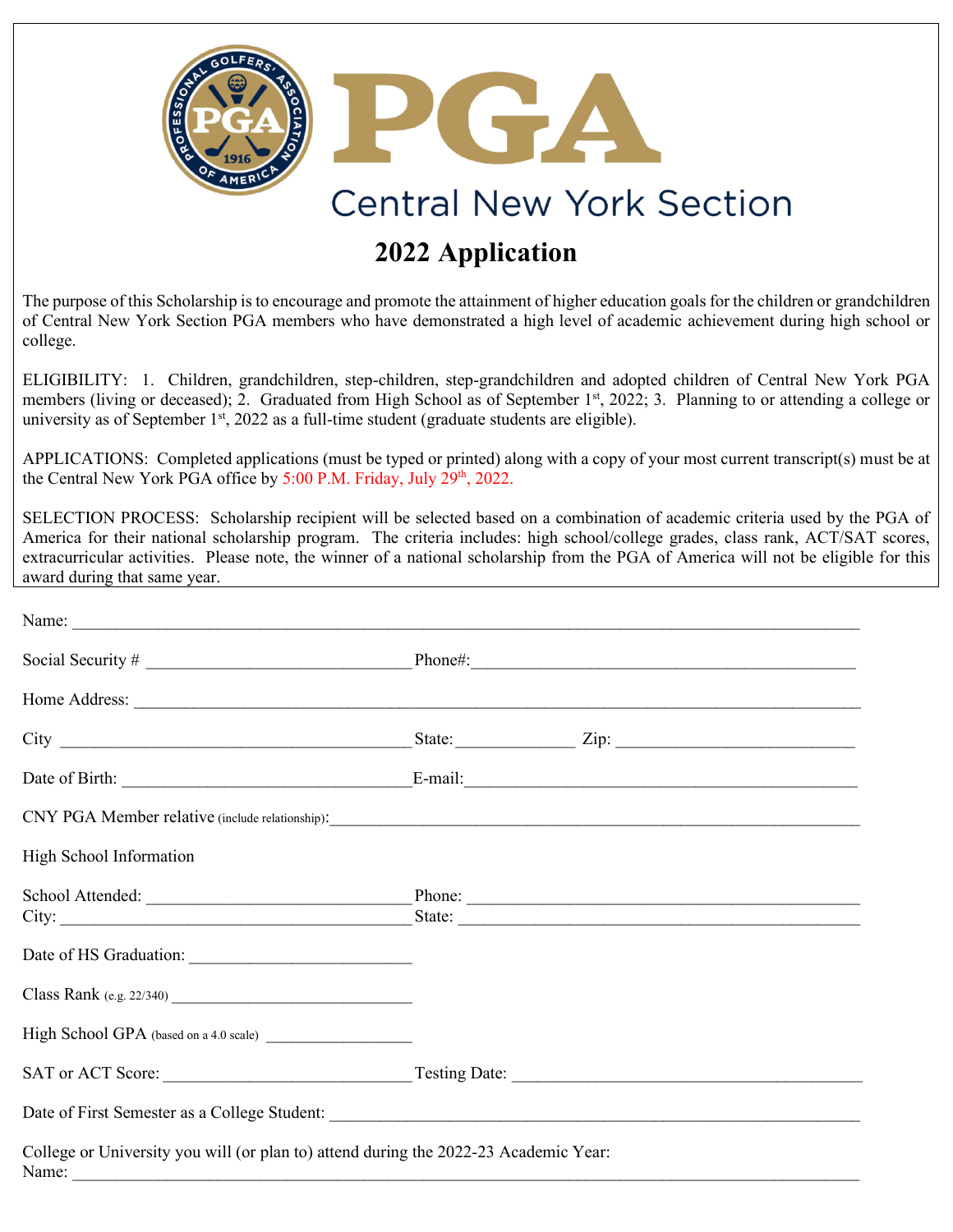# PGA

## Central New York Section

## 2022 Application

The purpose of this Scholarship is to encourage and promote the attainment of higher education goals for the children or grandchildren of Central New York Section PGA members who have demonstrated a high level of academic achievement during high school or college.

ELIGIBILITY: 1. Children, grandchildren, step-children, step-grandchildren and adopted children of Central New York PGA members (living or deceased); 2. Graduated from High School as of September 1st, 2022; 3. Planning to or attending a college or university as of September 1st, 2022 as a full-time student (graduate students are eligible).

APPLICATIONS: Completed applications (must be typed or printed) along with a copy of your most current transcript(s) must be at the Central New York PGA office by 5:00 P.M. Friday, July 29th, 2022.

SELECTION PROCESS: Scholarship recipient will be selected based on a combination of academic criteria used by the PGA of America for their national scholarship program. The criteria includes: high school/college grades, class rank, ACT/SAT scores, extracurricular activities. Please note, the winner of a national scholarship from the PGA of America will not be eligible for this award during that same year.

Name: \_\_\_\_\_\_\_\_\_\_\_\_\_\_\_\_\_\_\_\_\_\_\_\_\_\_\_\_\_\_\_\_\_\_\_\_\_\_\_\_

Social Security # \_\_\_\_\_\_\_\_\_\_\_\_\_\_\_\_\_\_ Phone#: \_\_\_\_\_\_\_\_\_\_\_\_\_\_\_\_\_\_\_\_

Home Address: \_\_\_\_\_\_\_\_\_\_\_\_\_\_\_\_\_\_\_\_\_\_\_\_\_\_\_\_\_\_\_\_\_\_\_\_\_\_\_\_

City \_\_\_\_\_\_\_\_\_\_\_\_\_\_\_\_\_\_\_\_ State: \_\_\_\_\_\_\_\_ Zip: \_\_\_\_\_\_\_\_\_\_\_\_\_\_

Date of Birth: \_\_\_\_\_\_\_\_\_\_\_\_\_\_\_\_\_\_ E-mail: \_\_\_\_\_\_\_\_\_\_\_\_\_\_\_\_\_\_\_\_

CNY PGA Member relative (include relationship): \_\_\_\_\_\_\_\_\_\_\_\_\_\_\_\_\_\_\_\_\_\_\_\_\_\_\_\_

High School Information

School Attended: \_\_\_\_\_\_\_\_\_\_\_\_\_\_\_\_\_\_ Phone: \_\_\_\_\_\_\_\_\_\_\_\_\_\_\_\_\_\_\_\_
City: \_\_\_\_\_\_\_\_\_\_\_\_\_\_\_\_\_\_\_\_ State: \_\_\_\_\_\_\_\_\_\_\_\_\_\_\_\_\_\_\_\_

Date of HS Graduation: \_\_\_\_\_\_\_\_\_\_\_\_\_\_

Class Rank (e.g. 22/340) \_\_\_\_\_\_\_\_\_\_\_\_\_\_

High School GPA (based on a 4.0 scale) \_\_\_\_\_\_\_\_\_\_

SAT or ACT Score: \_\_\_\_\_\_\_\_\_\_\_\_\_\_\_\_ Testing Date: \_\_\_\_\_\_\_\_\_\_\_\_\_\_\_\_\_\_\_\_

Date of First Semester as a College Student: \_\_\_\_\_\_\_\_\_\_\_\_\_\_\_\_\_\_\_\_\_\_\_\_\_\_\_\_

College or University you will (or plan to) attend during the 2022-23 Academic Year:
Name: \_\_\_\_\_\_\_\_\_\_\_\_\_\_\_\_\_\_\_\_\_\_\_\_\_\_\_\_\_\_\_\_\_\_\_\_\_\_\_\_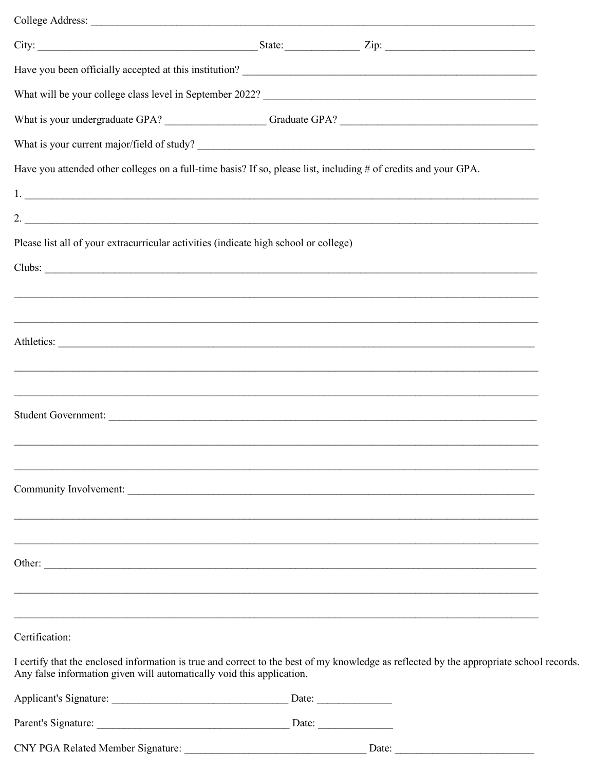College Address: ___________________________________________________________________________________

City: ________________________________________ State: _____________ Zip: ___________________________

Have you been officially accepted at this institution? _____________________________________________________

What will be your college class level in September 2022? __________________________________________________

What is your undergraduate GPA? __________________ Graduate GPA? ____________________________________

What is your current major/field of study? _____________________________________________________________

Have you attended other colleges on a full-time basis? If so, please list, including # of credits and your GPA.

1. _____________________________________________________________________________________________

2. _____________________________________________________________________________________________

Please list all of your extracurricular activities (indicate high school or college)

Clubs: __________________________________________________________________________________________

________________________________________________________________________________________________

________________________________________________________________________________________________

Athletics: _______________________________________________________________________________________

________________________________________________________________________________________________

________________________________________________________________________________________________

Student Government: ______________________________________________________________________________

________________________________________________________________________________________________

________________________________________________________________________________________________

Community Involvement: ___________________________________________________________________________

________________________________________________________________________________________________

________________________________________________________________________________________________

Other: __________________________________________________________________________________________

________________________________________________________________________________________________

________________________________________________________________________________________________

Certification:

I certify that the enclosed information is true and correct to the best of my knowledge as reflected by the appropriate school records. Any false information given will automatically void this application.

Applicant's Signature: _________________________________ Date: _____________

Parent's Signature: ___________________________________ Date: _____________

CNY PGA Related Member Signature: _________________________________ Date: _________________________